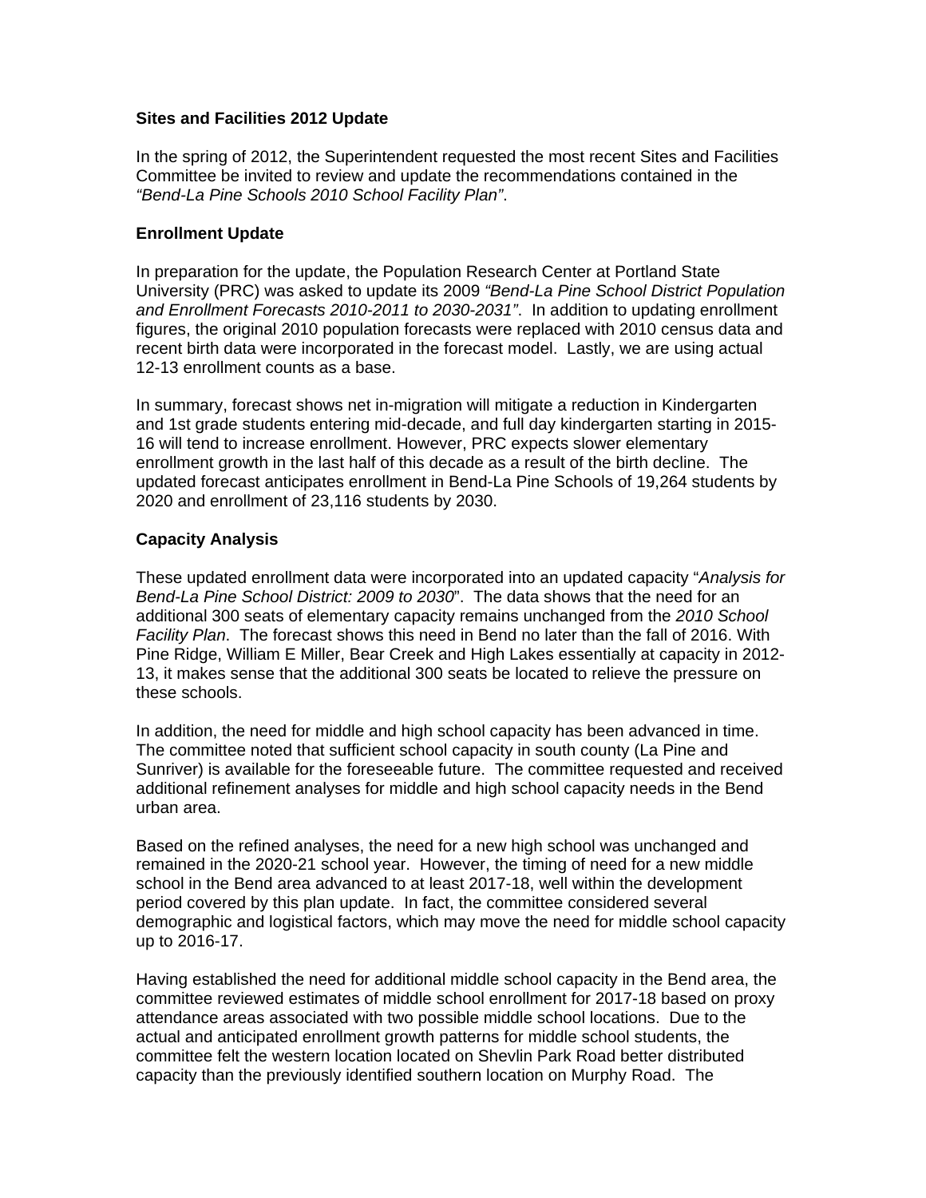**Sites and Facilities 2012 Update**

In the spring of 2012, the Superintendent requested the most recent Sites and Facilities Committee be invited to review and update the recommendations contained in the *"Bend-La Pine Schools 2010 School Facility Plan"*.

**Enrollment Update**

In preparation for the update, the Population Research Center at Portland State University (PRC) was asked to update its 2009 *"Bend-La Pine School District Population and Enrollment Forecasts 2010-2011 to 2030-2031"*. In addition to updating enrollment figures, the original 2010 population forecasts were replaced with 2010 census data and recent birth data were incorporated in the forecast model. Lastly, we are using actual 12-13 enrollment counts as a base.

In summary, forecast shows net in-migration will mitigate a reduction in Kindergarten and 1st grade students entering mid-decade, and full day kindergarten starting in 2015-16 will tend to increase enrollment. However, PRC expects slower elementary enrollment growth in the last half of this decade as a result of the birth decline. The updated forecast anticipates enrollment in Bend-La Pine Schools of 19,264 students by 2020 and enrollment of 23,116 students by 2030.

**Capacity Analysis**

These updated enrollment data were incorporated into an updated capacity "*Analysis for Bend-La Pine School District: 2009 to 2030*". The data shows that the need for an additional 300 seats of elementary capacity remains unchanged from the *2010 School Facility Plan*. The forecast shows this need in Bend no later than the fall of 2016. With Pine Ridge, William E Miller, Bear Creek and High Lakes essentially at capacity in 2012-13, it makes sense that the additional 300 seats be located to relieve the pressure on these schools.

In addition, the need for middle and high school capacity has been advanced in time. The committee noted that sufficient school capacity in south county (La Pine and Sunriver) is available for the foreseeable future. The committee requested and received additional refinement analyses for middle and high school capacity needs in the Bend urban area.

Based on the refined analyses, the need for a new high school was unchanged and remained in the 2020-21 school year. However, the timing of need for a new middle school in the Bend area advanced to at least 2017-18, well within the development period covered by this plan update. In fact, the committee considered several demographic and logistical factors, which may move the need for middle school capacity up to 2016-17.

Having established the need for additional middle school capacity in the Bend area, the committee reviewed estimates of middle school enrollment for 2017-18 based on proxy attendance areas associated with two possible middle school locations. Due to the actual and anticipated enrollment growth patterns for middle school students, the committee felt the western location located on Shevlin Park Road better distributed capacity than the previously identified southern location on Murphy Road. The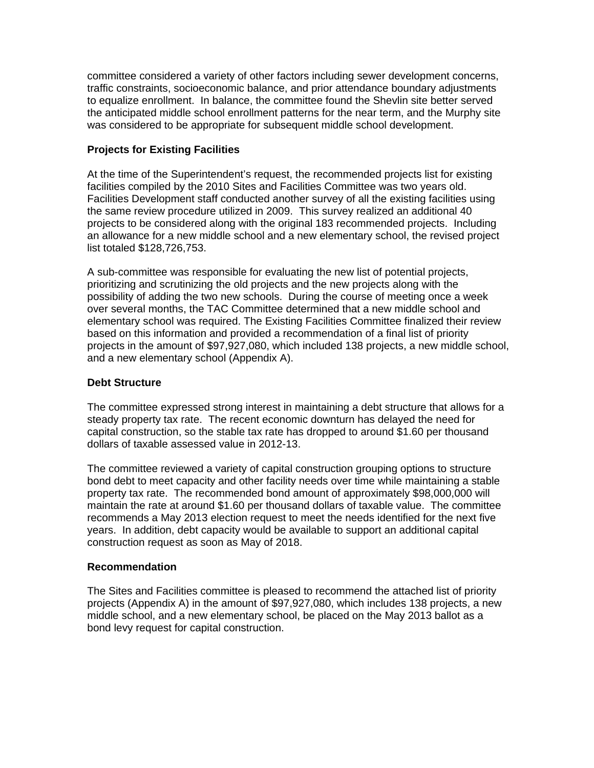committee considered a variety of other factors including sewer development concerns, traffic constraints, socioeconomic balance, and prior attendance boundary adjustments to equalize enrollment. In balance, the committee found the Shevlin site better served the anticipated middle school enrollment patterns for the near term, and the Murphy site was considered to be appropriate for subsequent middle school development.

**Projects for Existing Facilities**

At the time of the Superintendent's request, the recommended projects list for existing facilities compiled by the 2010 Sites and Facilities Committee was two years old. Facilities Development staff conducted another survey of all the existing facilities using the same review procedure utilized in 2009. This survey realized an additional 40 projects to be considered along with the original 183 recommended projects. Including an allowance for a new middle school and a new elementary school, the revised project list totaled $128,726,753.

A sub-committee was responsible for evaluating the new list of potential projects, prioritizing and scrutinizing the old projects and the new projects along with the possibility of adding the two new schools. During the course of meeting once a week over several months, the TAC Committee determined that a new middle school and elementary school was required. The Existing Facilities Committee finalized their review based on this information and provided a recommendation of a final list of priority projects in the amount of $97,927,080, which included 138 projects, a new middle school, and a new elementary school (Appendix A).

**Debt Structure**

The committee expressed strong interest in maintaining a debt structure that allows for a steady property tax rate. The recent economic downturn has delayed the need for capital construction, so the stable tax rate has dropped to around $1.60 per thousand dollars of taxable assessed value in 2012-13.

The committee reviewed a variety of capital construction grouping options to structure bond debt to meet capacity and other facility needs over time while maintaining a stable property tax rate. The recommended bond amount of approximately $98,000,000 will maintain the rate at around $1.60 per thousand dollars of taxable value. The committee recommends a May 2013 election request to meet the needs identified for the next five years. In addition, debt capacity would be available to support an additional capital construction request as soon as May of 2018.

**Recommendation**

The Sites and Facilities committee is pleased to recommend the attached list of priority projects (Appendix A) in the amount of $97,927,080, which includes 138 projects, a new middle school, and a new elementary school, be placed on the May 2013 ballot as a bond levy request for capital construction.